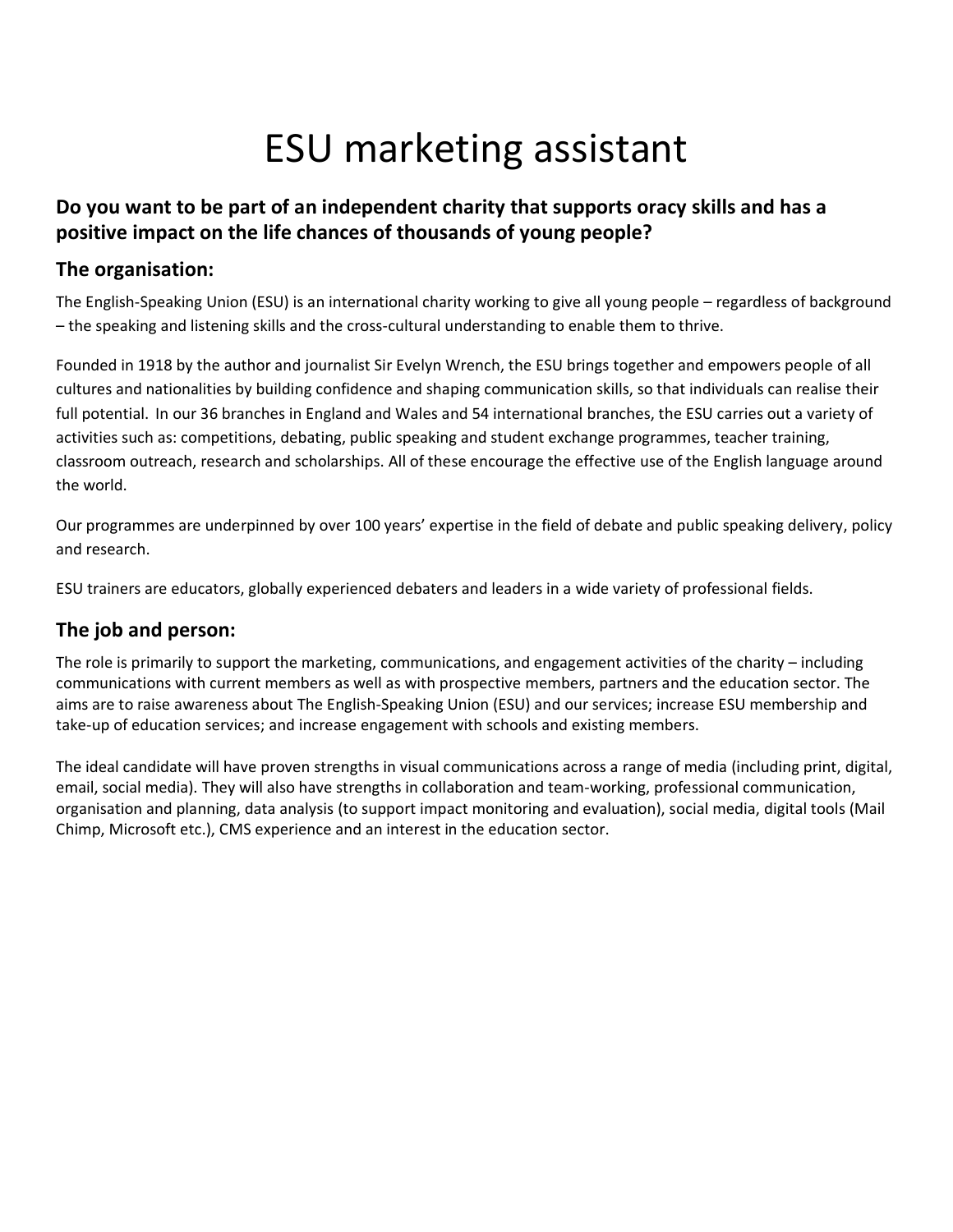# ESU marketing assistant

## Do you want to be part of an independent charity that supports oracy skills and has a positive impact on the life chances of thousands of young people?

## The organisation:

The English-Speaking Union (ESU) is an international charity working to give all young people – regardless of background – the speaking and listening skills and the cross-cultural understanding to enable them to thrive.

Founded in 1918 by the author and journalist Sir Evelyn Wrench, the ESU brings together and empowers people of all cultures and nationalities by building confidence and shaping communication skills, so that individuals can realise their full potential. In our 36 branches in England and Wales and 54 international branches, the ESU carries out a variety of activities such as: competitions, debating, public speaking and student exchange programmes, teacher training, classroom outreach, research and scholarships. All of these encourage the effective use of the English language around the world.

Our programmes are underpinned by over 100 years' expertise in the field of debate and public speaking delivery, policy and research.

ESU trainers are educators, globally experienced debaters and leaders in a wide variety of professional fields.

## The job and person:

The role is primarily to support the marketing, communications, and engagement activities of the charity – including communications with current members as well as with prospective members, partners and the education sector. The aims are to raise awareness about The English-Speaking Union (ESU) and our services; increase ESU membership and take-up of education services; and increase engagement with schools and existing members.

The ideal candidate will have proven strengths in visual communications across a range of media (including print, digital, email, social media). They will also have strengths in collaboration and team-working, professional communication, organisation and planning, data analysis (to support impact monitoring and evaluation), social media, digital tools (Mail Chimp, Microsoft etc.), CMS experience and an interest in the education sector.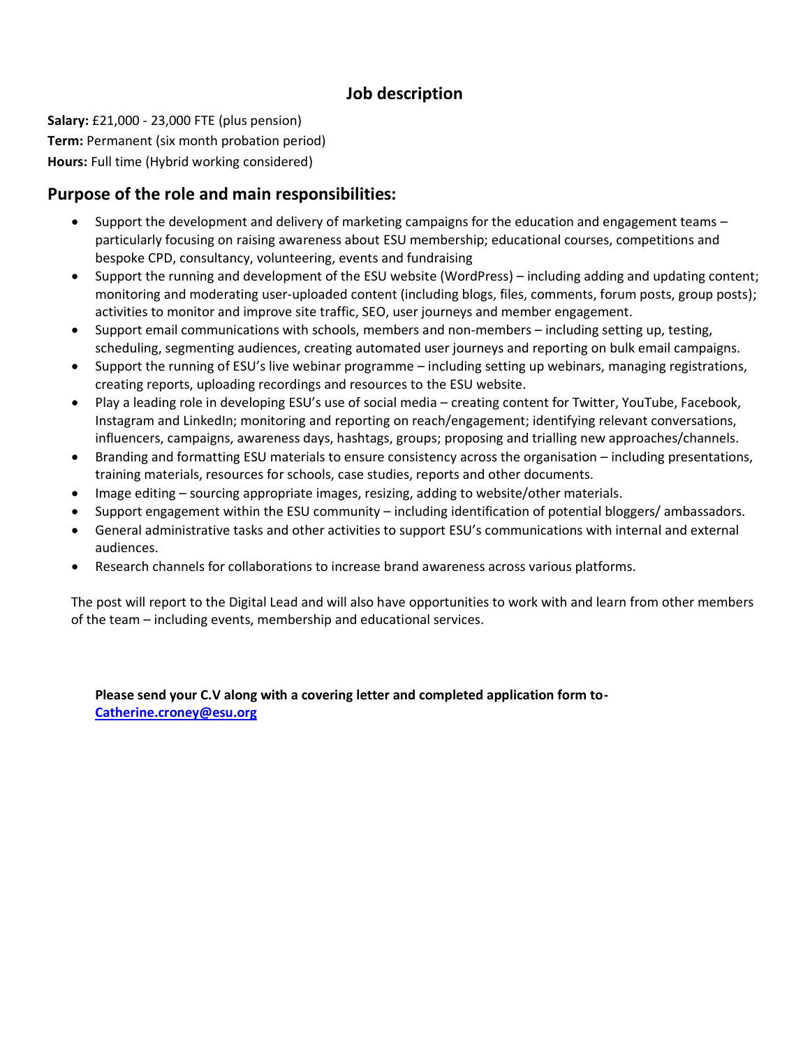## Job description

**Salary:** £21,000 - 23,000 FTE (plus pension)
**Term:** Permanent (six month probation period)
**Hours:** Full time (Hybrid working considered)

## Purpose of the role and main responsibilities:

- Support the development and delivery of marketing campaigns for the education and engagement teams – particularly focusing on raising awareness about ESU membership; educational courses, competitions and bespoke CPD, consultancy, volunteering, events and fundraising
- Support the running and development of the ESU website (WordPress) – including adding and updating content; monitoring and moderating user-uploaded content (including blogs, files, comments, forum posts, group posts); activities to monitor and improve site traffic, SEO, user journeys and member engagement.
- Support email communications with schools, members and non-members – including setting up, testing, scheduling, segmenting audiences, creating automated user journeys and reporting on bulk email campaigns.
- Support the running of ESU's live webinar programme – including setting up webinars, managing registrations, creating reports, uploading recordings and resources to the ESU website.
- Play a leading role in developing ESU's use of social media – creating content for Twitter, YouTube, Facebook, Instagram and LinkedIn; monitoring and reporting on reach/engagement; identifying relevant conversations, influencers, campaigns, awareness days, hashtags, groups; proposing and trialling new approaches/channels.
- Branding and formatting ESU materials to ensure consistency across the organisation – including presentations, training materials, resources for schools, case studies, reports and other documents.
- Image editing – sourcing appropriate images, resizing, adding to website/other materials.
- Support engagement within the ESU community – including identification of potential bloggers/ ambassadors.
- General administrative tasks and other activities to support ESU's communications with internal and external audiences.
- Research channels for collaborations to increase brand awareness across various platforms.

The post will report to the Digital Lead and will also have opportunities to work with and learn from other members of the team – including events, membership and educational services.

**Please send your C.V along with a covering letter and completed application form to- [Catherine.croney@esu.org](mailto:Catherine.croney@esu.org)**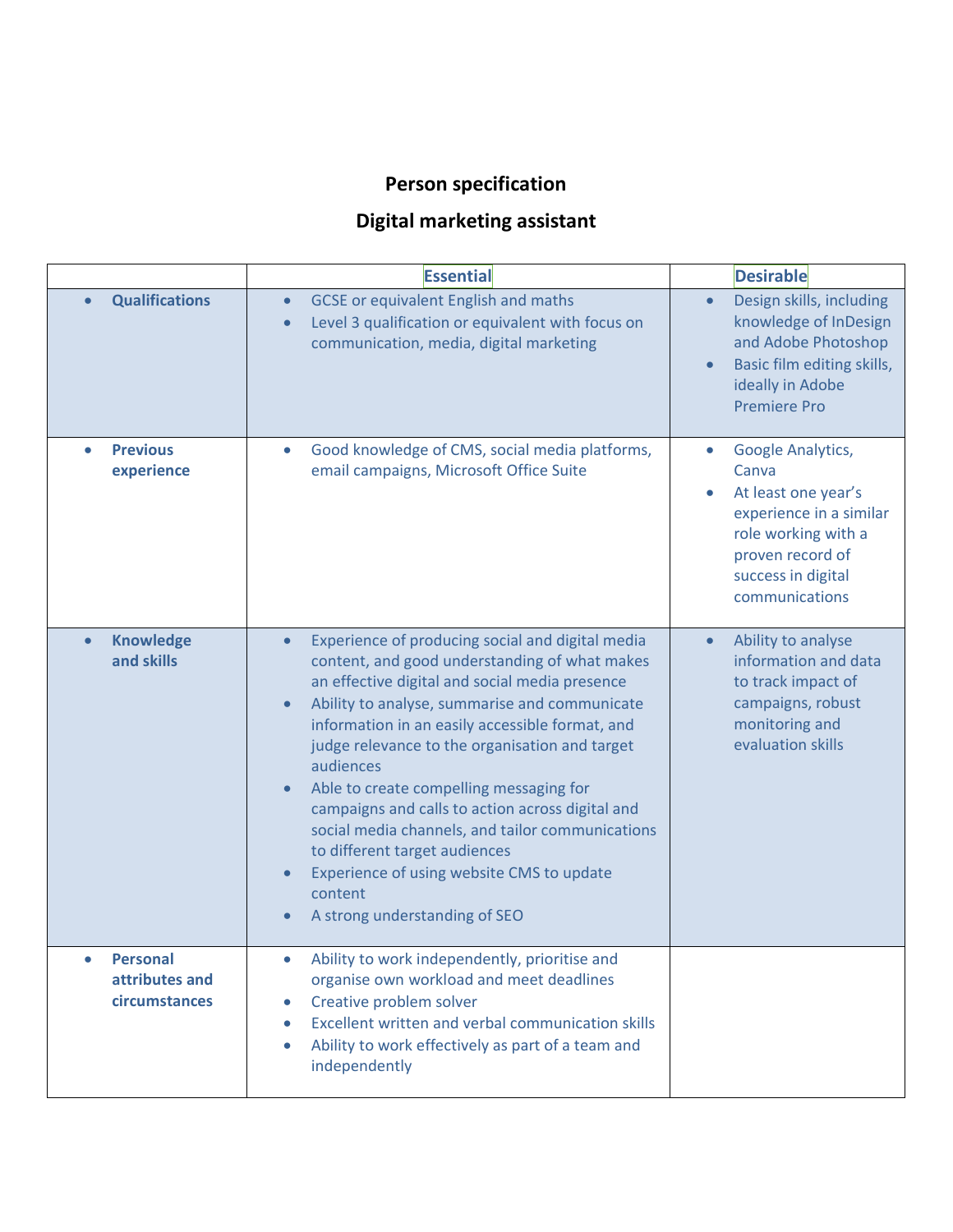# Person specification

## Digital marketing assistant

| | Essential | Desirable |
|---|---|---|
| • **Qualifications** | • GCSE or equivalent English and maths<br>• Level 3 qualification or equivalent with focus on communication, media, digital marketing | • Design skills, including knowledge of InDesign and Adobe Photoshop<br>• Basic film editing skills, ideally in Adobe Premiere Pro |
| • **Previous experience** | • Good knowledge of CMS, social media platforms, email campaigns, Microsoft Office Suite | • Google Analytics, Canva<br>• At least one year's experience in a similar role working with a proven record of success in digital communications |
| • **Knowledge and skills** | • Experience of producing social and digital media content, and good understanding of what makes an effective digital and social media presence<br>• Ability to analyse, summarise and communicate information in an easily accessible format, and judge relevance to the organisation and target audiences<br>• Able to create compelling messaging for campaigns and calls to action across digital and social media channels, and tailor communications to different target audiences<br>• Experience of using website CMS to update content<br>• A strong understanding of SEO | • Ability to analyse information and data to track impact of campaigns, robust monitoring and evaluation skills |
| • **Personal attributes and circumstances** | • Ability to work independently, prioritise and organise own workload and meet deadlines<br>• Creative problem solver<br>• Excellent written and verbal communication skills<br>• Ability to work effectively as part of a team and independently | |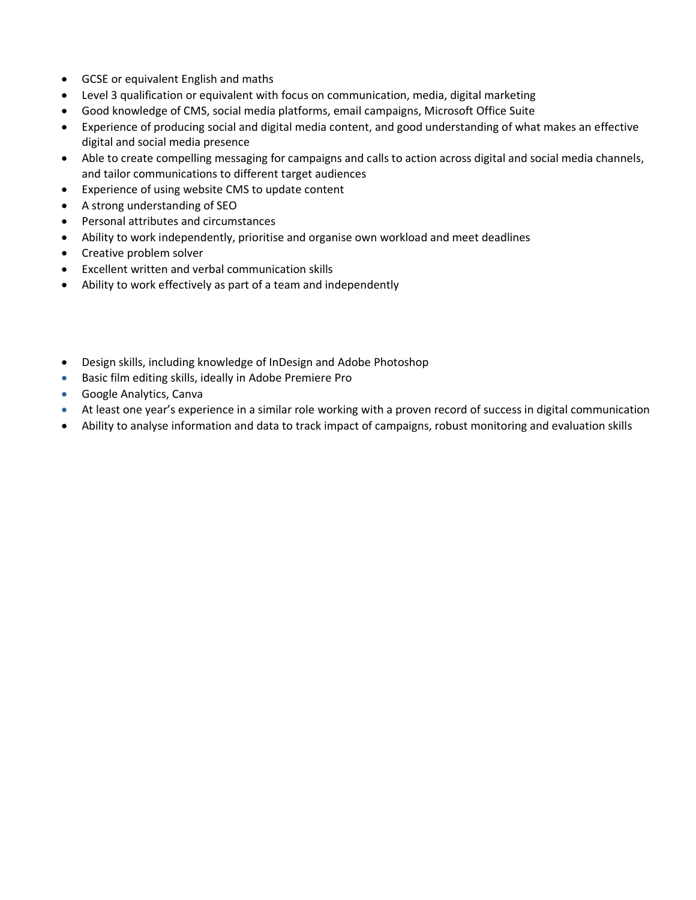- GCSE or equivalent English and maths
- Level 3 qualification or equivalent with focus on communication, media, digital marketing
- Good knowledge of CMS, social media platforms, email campaigns, Microsoft Office Suite
- Experience of producing social and digital media content, and good understanding of what makes an effective digital and social media presence
- Able to create compelling messaging for campaigns and calls to action across digital and social media channels, and tailor communications to different target audiences
- Experience of using website CMS to update content
- A strong understanding of SEO
- Personal attributes and circumstances
- Ability to work independently, prioritise and organise own workload and meet deadlines
- Creative problem solver
- Excellent written and verbal communication skills
- Ability to work effectively as part of a team and independently

- Design skills, including knowledge of InDesign and Adobe Photoshop
- Basic film editing skills, ideally in Adobe Premiere Pro
- Google Analytics, Canva
- At least one year's experience in a similar role working with a proven record of success in digital communication
- Ability to analyse information and data to track impact of campaigns, robust monitoring and evaluation skills